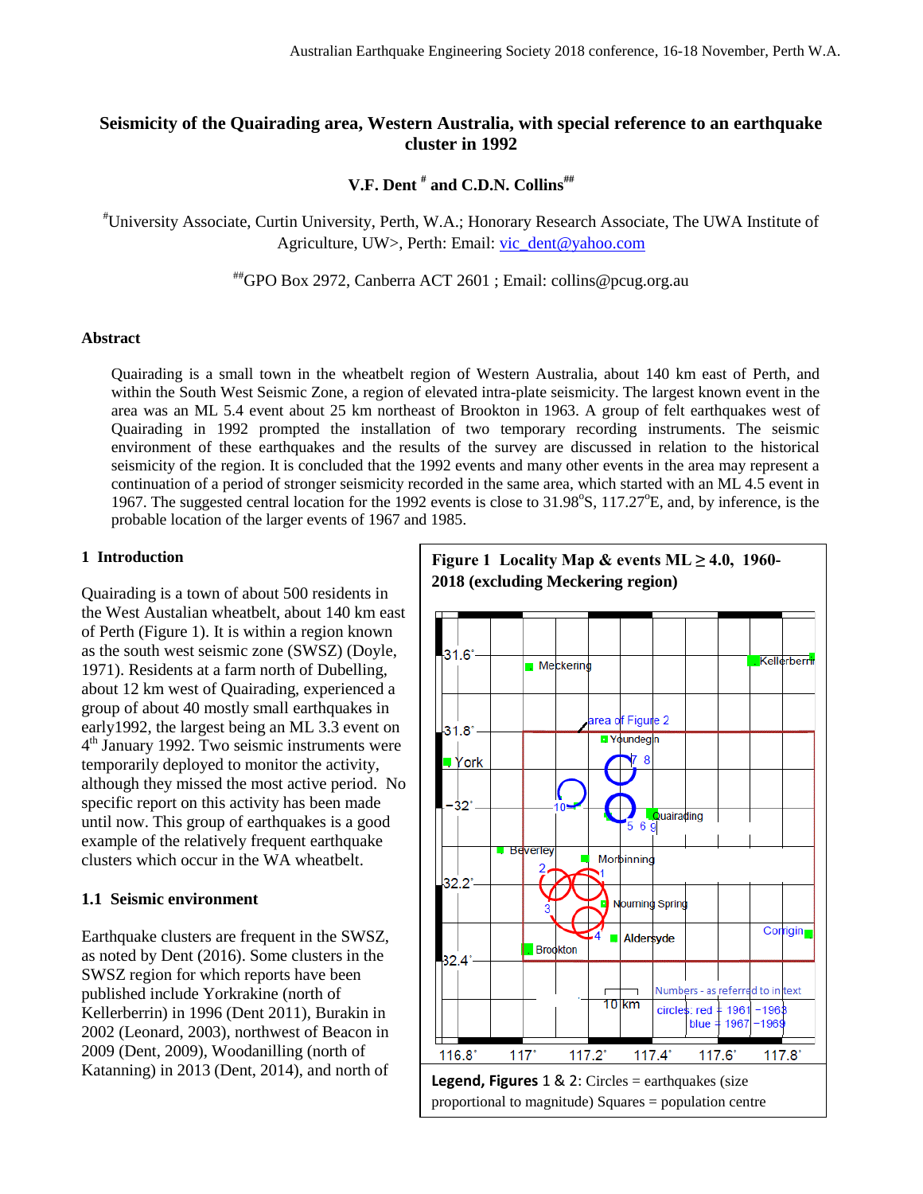# Seismicity of the Quairading area, Western Australia, with special reference to an earthquake cluster in 1992

**V.F. Dent [#] and C.D.N. Collins[##]**

[#]University Associate, Curtin University, Perth, W.A.; Honorary Research Associate, The UWA Institute of Agriculture, UW>, Perth: Email: vic_dent@yahoo.com

[##]GPO Box 2972, Canberra ACT 2601 ; Email: collins@pcug.org.au

## Abstract

Quairading is a small town in the wheatbelt region of Western Australia, about 140 km east of Perth, and within the South West Seismic Zone, a region of elevated intra-plate seismicity. The largest known event in the area was an ML 5.4 event about 25 km northeast of Brookton in 1963. A group of felt earthquakes west of Quairading in 1992 prompted the installation of two temporary recording instruments. The seismic environment of these earthquakes and the results of the survey are discussed in relation to the historical seismicity of the region. It is concluded that the 1992 events and many other events in the area may represent a continuation of a period of stronger seismicity recorded in the same area, which started with an ML 4.5 event in 1967. The suggested central location for the 1992 events is close to 31.98°S, 117.27°E, and, by inference, is the probable location of the larger events of 1967 and 1985.

## 1 Introduction

Quairading is a town of about 500 residents in the West Austalian wheatbelt, about 140 km east of Perth (Figure 1). It is within a region known as the south west seismic zone (SWSZ) (Doyle, 1971). Residents at a farm north of Dubelling, about 12 km west of Quairading, experienced a group of about 40 mostly small earthquakes in early1992, the largest being an ML 3.3 event on 4th January 1992. Two seismic instruments were temporarily deployed to monitor the activity, although they missed the most active period. No specific report on this activity has been made until now. This group of earthquakes is a good example of the relatively frequent earthquake clusters which occur in the WA wheatbelt.

### 1.1 Seismic environment

Earthquake clusters are frequent in the SWSZ, as noted by Dent (2016). Some clusters in the SWSZ region for which reports have been published include Yorkrakine (north of Kellerberrin) in 1996 (Dent 2011), Burakin in 2002 (Leonard, 2003), northwest of Beacon in 2009 (Dent, 2009), Woodanilling (north of Katanning) in 2013 (Dent, 2014), and north of

**Figure 1 Locality Map & events ML ≥ 4.0, 1960-2018 (excluding Meckering region)**

**Legend, Figures 1 & 2:** Circles = earthquakes (size proportional to magnitude) Squares = population centre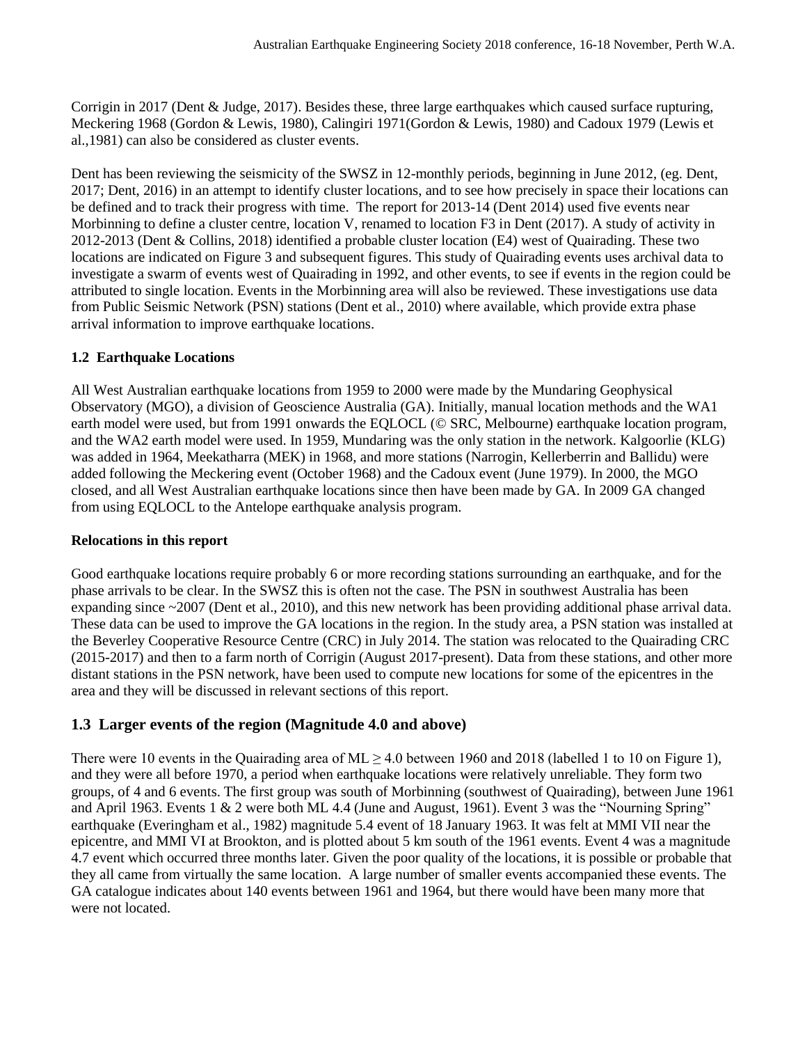Corrigin in 2017 (Dent & Judge, 2017). Besides these, three large earthquakes which caused surface rupturing, Meckering 1968 (Gordon & Lewis, 1980), Calingiri 1971(Gordon & Lewis, 1980) and Cadoux 1979 (Lewis et al.,1981) can also be considered as cluster events.

Dent has been reviewing the seismicity of the SWSZ in 12-monthly periods, beginning in June 2012, (eg. Dent, 2017; Dent, 2016) in an attempt to identify cluster locations, and to see how precisely in space their locations can be defined and to track their progress with time. The report for 2013-14 (Dent 2014) used five events near Morbinning to define a cluster centre, location V, renamed to location F3 in Dent (2017). A study of activity in 2012-2013 (Dent & Collins, 2018) identified a probable cluster location (E4) west of Quairading. These two locations are indicated on Figure 3 and subsequent figures. This study of Quairading events uses archival data to investigate a swarm of events west of Quairading in 1992, and other events, to see if events in the region could be attributed to single location. Events in the Morbinning area will also be reviewed. These investigations use data from Public Seismic Network (PSN) stations (Dent et al., 2010) where available, which provide extra phase arrival information to improve earthquake locations.

### 1.2 Earthquake Locations

All West Australian earthquake locations from 1959 to 2000 were made by the Mundaring Geophysical Observatory (MGO), a division of Geoscience Australia (GA). Initially, manual location methods and the WA1 earth model were used, but from 1991 onwards the EQLOCL (© SRC, Melbourne) earthquake location program, and the WA2 earth model were used. In 1959, Mundaring was the only station in the network. Kalgoorlie (KLG) was added in 1964, Meekatharra (MEK) in 1968, and more stations (Narrogin, Kellerberrin and Ballidu) were added following the Meckering event (October 1968) and the Cadoux event (June 1979). In 2000, the MGO closed, and all West Australian earthquake locations since then have been made by GA. In 2009 GA changed from using EQLOCL to the Antelope earthquake analysis program.

**Relocations in this report**

Good earthquake locations require probably 6 or more recording stations surrounding an earthquake, and for the phase arrivals to be clear. In the SWSZ this is often not the case. The PSN in southwest Australia has been expanding since ~2007 (Dent et al., 2010), and this new network has been providing additional phase arrival data. These data can be used to improve the GA locations in the region. In the study area, a PSN station was installed at the Beverley Cooperative Resource Centre (CRC) in July 2014. The station was relocated to the Quairading CRC (2015-2017) and then to a farm north of Corrigin (August 2017-present). Data from these stations, and other more distant stations in the PSN network, have been used to compute new locations for some of the epicentres in the area and they will be discussed in relevant sections of this report.

## 1.3 Larger events of the region (Magnitude 4.0 and above)

There were 10 events in the Quairading area of ML $\geq$ 4.0 between 1960 and 2018 (labelled 1 to 10 on Figure 1), and they were all before 1970, a period when earthquake locations were relatively unreliable. They form two groups, of 4 and 6 events. The first group was south of Morbinning (southwest of Quairading), between June 1961 and April 1963. Events 1 & 2 were both ML 4.4 (June and August, 1961). Event 3 was the "Nourning Spring" earthquake (Everingham et al., 1982) magnitude 5.4 event of 18 January 1963. It was felt at MMI VII near the epicentre, and MMI VI at Brookton, and is plotted about 5 km south of the 1961 events. Event 4 was a magnitude 4.7 event which occurred three months later. Given the poor quality of the locations, it is possible or probable that they all came from virtually the same location. A large number of smaller events accompanied these events. The GA catalogue indicates about 140 events between 1961 and 1964, but there would have been many more that were not located.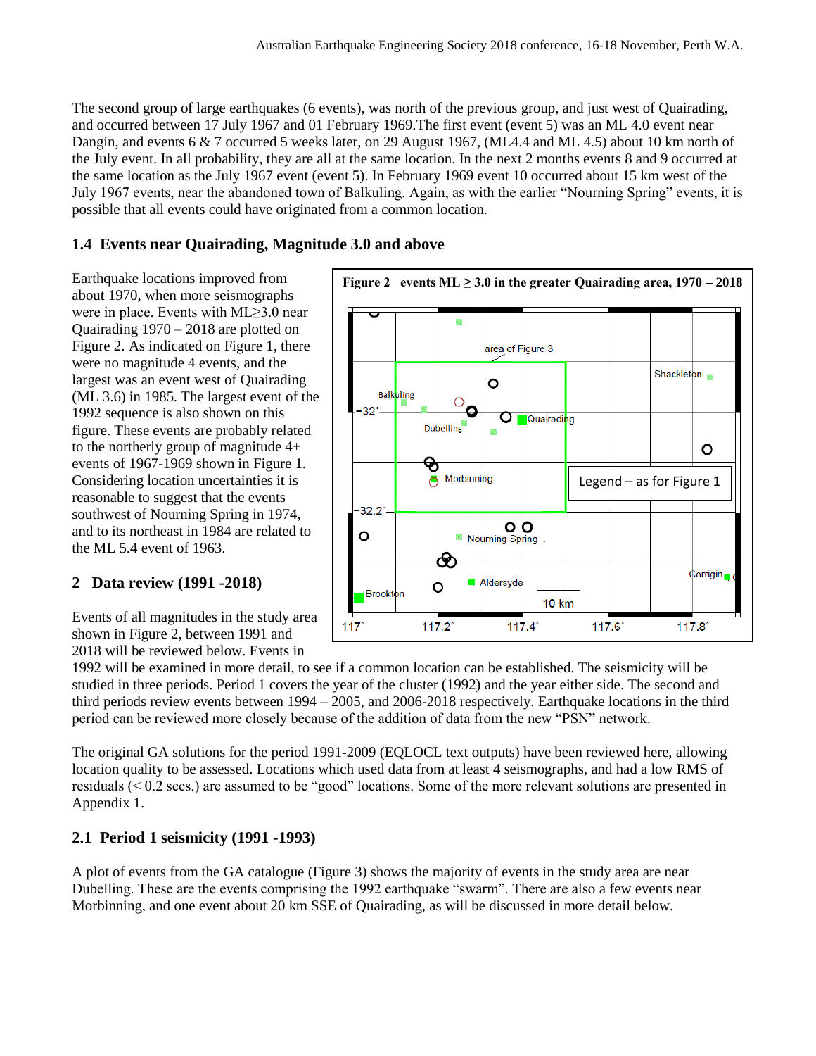The second group of large earthquakes (6 events), was north of the previous group, and just west of Quairading, and occurred between 17 July 1967 and 01 February 1969.The first event (event 5) was an ML 4.0 event near Dangin, and events 6 & 7 occurred 5 weeks later, on 29 August 1967, (ML4.4 and ML 4.5) about 10 km north of the July event. In all probability, they are all at the same location. In the next 2 months events 8 and 9 occurred at the same location as the July 1967 event (event 5). In February 1969 event 10 occurred about 15 km west of the July 1967 events, near the abandoned town of Balkuling. Again, as with the earlier "Nourning Spring" events, it is possible that all events could have originated from a common location.

## 1.4 Events near Quairading, Magnitude 3.0 and above

Earthquake locations improved from about 1970, when more seismographs were in place. Events with ML≥3.0 near Quairading 1970 – 2018 are plotted on Figure 2. As indicated on Figure 1, there were no magnitude 4 events, and the largest was an event west of Quairading (ML 3.6) in 1985. The largest event of the 1992 sequence is also shown on this figure. These events are probably related to the northerly group of magnitude 4+ events of 1967-1969 shown in Figure 1. Considering location uncertainties it is reasonable to suggest that the events southwest of Nourning Spring in 1974, and to its northeast in 1984 are related to the ML 5.4 event of 1963.

**Figure 2 events ML ≥ 3.0 in the greater Quairading area, 1970 – 2018**

## 2 Data review (1991 -2018)

Events of all magnitudes in the study area shown in Figure 2, between 1991 and 2018 will be reviewed below. Events in 1992 will be examined in more detail, to see if a common location can be established. The seismicity will be studied in three periods. Period 1 covers the year of the cluster (1992) and the year either side. The second and third periods review events between 1994 – 2005, and 2006-2018 respectively. Earthquake locations in the third period can be reviewed more closely because of the addition of data from the new "PSN" network.

The original GA solutions for the period 1991-2009 (EQLOCL text outputs) have been reviewed here, allowing location quality to be assessed. Locations which used data from at least 4 seismographs, and had a low RMS of residuals (< 0.2 secs.) are assumed to be "good" locations. Some of the more relevant solutions are presented in Appendix 1.

### 2.1 Period 1 seismicity (1991 -1993)

A plot of events from the GA catalogue (Figure 3) shows the majority of events in the study area are near Dubelling. These are the events comprising the 1992 earthquake "swarm". There are also a few events near Morbinning, and one event about 20 km SSE of Quairading, as will be discussed in more detail below.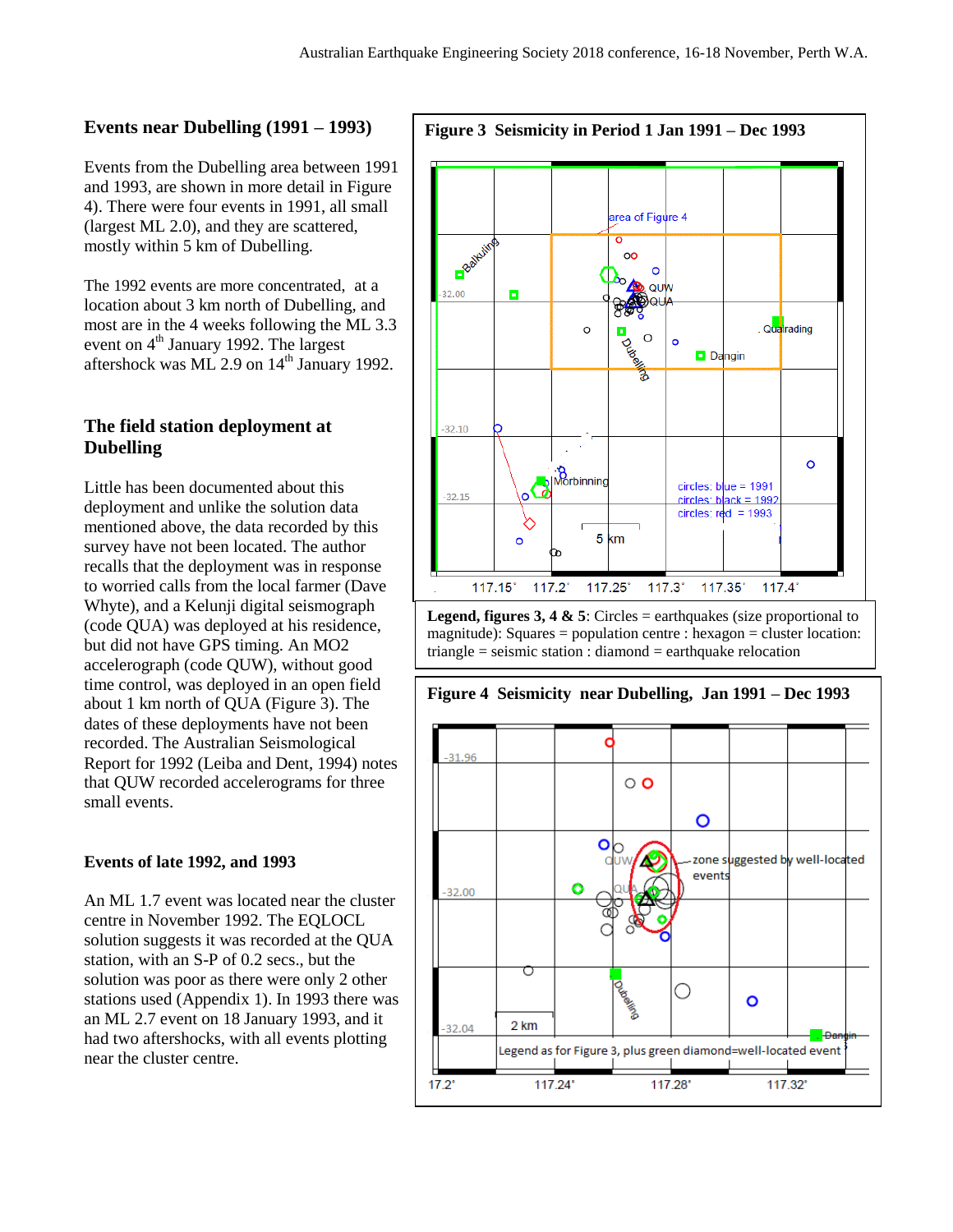## Events near Dubelling (1991 – 1993)

Events from the Dubelling area between 1991 and 1993, are shown in more detail in Figure 4). There were four events in 1991, all small (largest ML 2.0), and they are scattered, mostly within 5 km of Dubelling.

The 1992 events are more concentrated, at a location about 3 km north of Dubelling, and most are in the 4 weeks following the ML 3.3 event on 4th January 1992. The largest aftershock was ML 2.9 on 14th January 1992.

## The field station deployment at Dubelling

Little has been documented about this deployment and unlike the solution data mentioned above, the data recorded by this survey have not been located. The author recalls that the deployment was in response to worried calls from the local farmer (Dave Whyte), and a Kelunji digital seismograph (code QUA) was deployed at his residence, but did not have GPS timing. An MO2 accelerograph (code QUW), without good time control, was deployed in an open field about 1 km north of QUA (Figure 3). The dates of these deployments have not been recorded. The Australian Seismological Report for 1992 (Leiba and Dent, 1994) notes that QUW recorded accelerograms for three small events.

## Events of late 1992, and 1993

An ML 1.7 event was located near the cluster centre in November 1992. The EQLOCL solution suggests it was recorded at the QUA station, with an S-P of 0.2 secs., but the solution was poor as there were only 2 other stations used (Appendix 1). In 1993 there was an ML 2.7 event on 18 January 1993, and it had two aftershocks, with all events plotting near the cluster centre.

**Figure 3 Seismicity in Period 1 Jan 1991 – Dec 1993**

**Legend, figures 3, 4 & 5**: Circles = earthquakes (size proportional to magnitude): Squares = population centre : hexagon = cluster location: triangle = seismic station : diamond = earthquake relocation

**Figure 4 Seismicity near Dubelling, Jan 1991 – Dec 1993**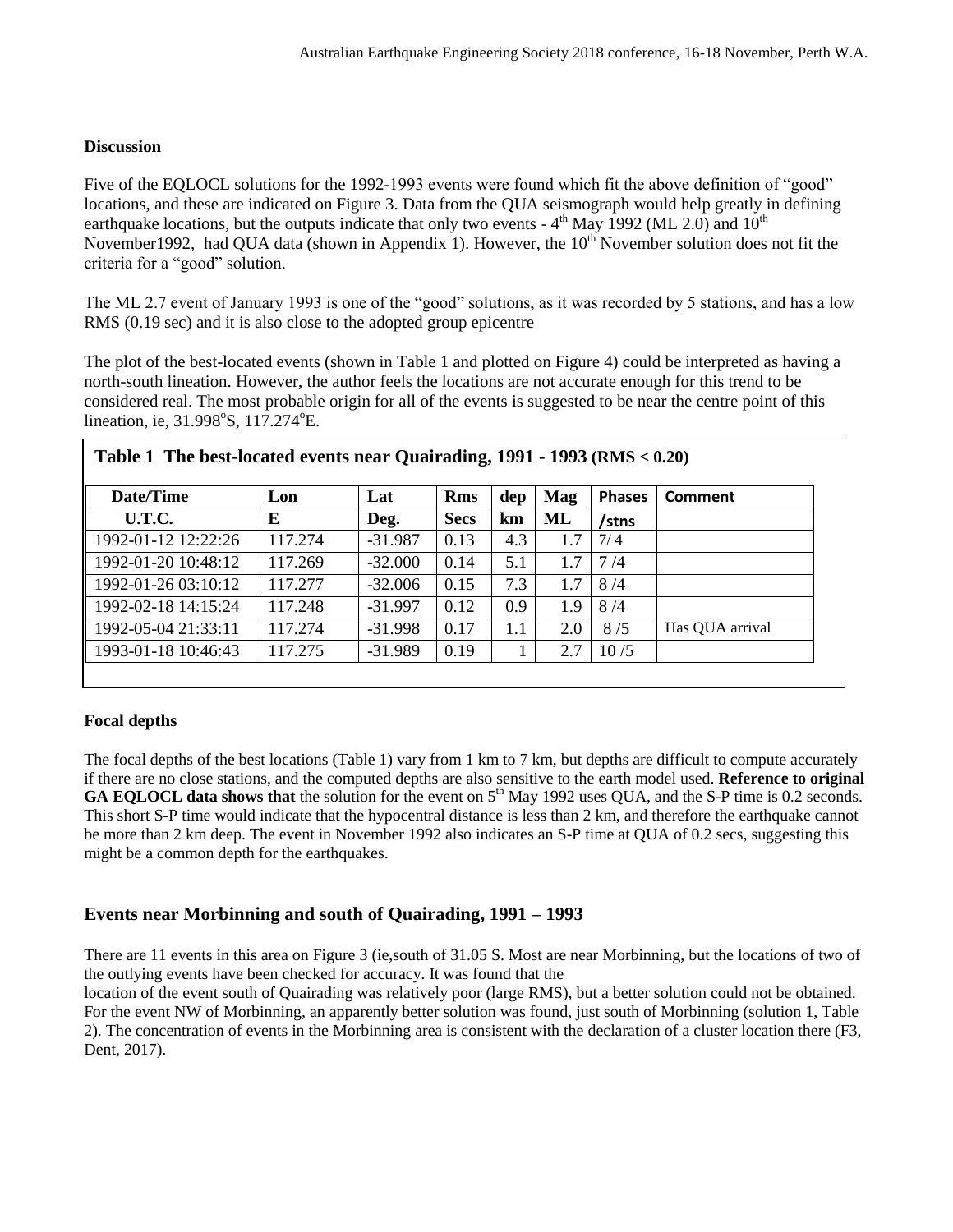**Discussion**

Five of the EQLOCL solutions for the 1992-1993 events were found which fit the above definition of "good" locations, and these are indicated on Figure 3. Data from the QUA seismograph would help greatly in defining earthquake locations, but the outputs indicate that only two events - 4th May 1992 (ML 2.0) and 10th November1992, had QUA data (shown in Appendix 1). However, the 10th November solution does not fit the criteria for a "good" solution.

The ML 2.7 event of January 1993 is one of the "good" solutions, as it was recorded by 5 stations, and has a low RMS (0.19 sec) and it is also close to the adopted group epicentre

The plot of the best-located events (shown in Table 1 and plotted on Figure 4) could be interpreted as having a north-south lineation. However, the author feels the locations are not accurate enough for this trend to be considered real. The most probable origin for all of the events is suggested to be near the centre point of this lineation, ie, 31.998°S, 117.274°E.

**Table 1 The best-located events near Quairading, 1991 - 1993 (RMS < 0.20)**

| Date/Time U.T.C. | Lon E | Lat Deg. | Rms Secs | dep km | Mag ML | Phases /stns | Comment |
|---|---|---|---|---|---|---|---|
| 1992-01-12 12:22:26 | 117.274 | -31.987 | 0.13 | 4.3 | 1.7 | 7/ 4 | |
| 1992-01-20 10:48:12 | 117.269 | -32.000 | 0.14 | 5.1 | 1.7 | 7 /4 | |
| 1992-01-26 03:10:12 | 117.277 | -32.006 | 0.15 | 7.3 | 1.7 | 8 /4 | |
| 1992-02-18 14:15:24 | 117.248 | -31.997 | 0.12 | 0.9 | 1.9 | 8 /4 | |
| 1992-05-04 21:33:11 | 117.274 | -31.998 | 0.17 | 1.1 | 2.0 | 8 /5 | Has QUA arrival |
| 1993-01-18 10:46:43 | 117.275 | -31.989 | 0.19 | 1 | 2.7 | 10 /5 | |

**Focal depths**

The focal depths of the best locations (Table 1) vary from 1 km to 7 km, but depths are difficult to compute accurately if there are no close stations, and the computed depths are also sensitive to the earth model used. **Reference to original GA EQLOCL data shows that** the solution for the event on 5th May 1992 uses QUA, and the S-P time is 0.2 seconds. This short S-P time would indicate that the hypocentral distance is less than 2 km, and therefore the earthquake cannot be more than 2 km deep. The event in November 1992 also indicates an S-P time at QUA of 0.2 secs, suggesting this might be a common depth for the earthquakes.

## Events near Morbinning and south of Quairading, 1991 – 1993

There are 11 events in this area on Figure 3 (ie,south of 31.05 S. Most are near Morbinning, but the locations of two of the outlying events have been checked for accuracy. It was found that the location of the event south of Quairading was relatively poor (large RMS), but a better solution could not be obtained. For the event NW of Morbinning, an apparently better solution was found, just south of Morbinning (solution 1, Table 2). The concentration of events in the Morbinning area is consistent with the declaration of a cluster location there (F3, Dent, 2017).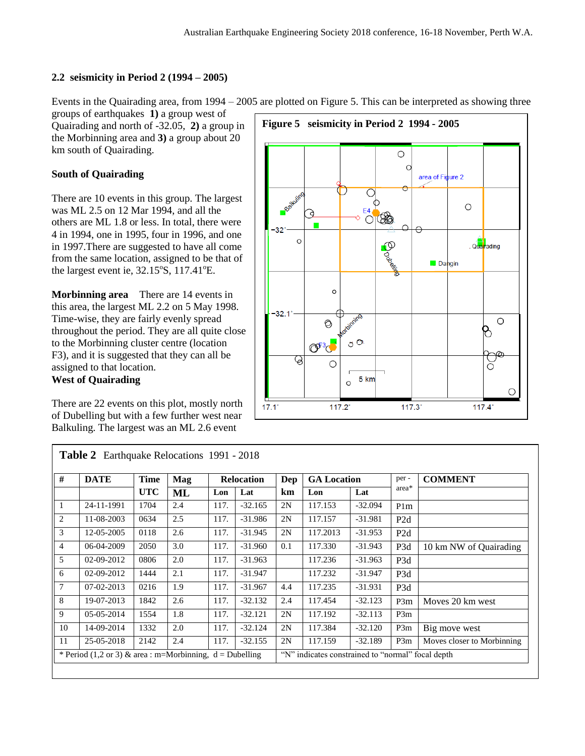### 2.2 seismicity in Period 2 (1994 – 2005)

Events in the Quairading area, from 1994 – 2005 are plotted on Figure 5. This can be interpreted as showing three groups of earthquakes **1)** a group west of Quairading and north of -32.05, **2)** a group in the Morbinning area and **3)** a group about 20 km south of Quairading.

**Figure 5 seismicity in Period 2 1994 - 2005**

#### South of Quairading

There are 10 events in this group. The largest was ML 2.5 on 12 Mar 1994, and all the others are ML 1.8 or less. In total, there were 4 in 1994, one in 1995, four in 1996, and one in 1997.There are suggested to have all come from the same location, assigned to be that of the largest event ie, 32.15°S, 117.41°E.

**Morbinning area** There are 14 events in this area, the largest ML 2.2 on 5 May 1998. Time-wise, they are fairly evenly spread throughout the period. They are all quite close to the Morbinning cluster centre (location F3), and it is suggested that they can all be assigned to that location.

#### West of Quairading

There are 22 events on this plot, mostly north of Dubelling but with a few further west near Balkuling. The largest was an ML 2.6 event

**Table 2** Earthquake Relocations 1991 - 2018

| # | DATE | Time UTC | Mag ML | Relocation Lon | Relocation Lat | Dep km | GA Location Lon | GA Location Lat | per - area* | COMMENT |
|---|---|---|---|---|---|---|---|---|---|---|
| 1 | 24-11-1991 | 1704 | 2.4 | 117. | -32.165 | 2N | 117.153 | -32.094 | P1m | |
| 2 | 11-08-2003 | 0634 | 2.5 | 117. | -31.986 | 2N | 117.157 | -31.981 | P2d | |
| 3 | 12-05-2005 | 0118 | 2.6 | 117. | -31.945 | 2N | 117.2013 | -31.953 | P2d | |
| 4 | 06-04-2009 | 2050 | 3.0 | 117. | -31.960 | 0.1 | 117.330 | -31.943 | P3d | 10 km NW of Quairading |
| 5 | 02-09-2012 | 0806 | 2.0 | 117. | -31.963 | | 117.236 | -31.963 | P3d | |
| 6 | 02-09-2012 | 1444 | 2.1 | 117. | -31.947 | | 117.232 | -31.947 | P3d | |
| 7 | 07-02-2013 | 0216 | 1.9 | 117. | -31.967 | 4.4 | 117.235 | -31.931 | P3d | |
| 8 | 19-07-2013 | 1842 | 2.6 | 117. | -32.132 | 2.4 | 117.454 | -32.123 | P3m | Moves 20 km west |
| 9 | 05-05-2014 | 1554 | 1.8 | 117. | -32.121 | 2N | 117.192 | -32.113 | P3m | |
| 10 | 14-09-2014 | 1332 | 2.0 | 117. | -32.124 | 2N | 117.384 | -32.120 | P3m | Big move west |
| 11 | 25-05-2018 | 2142 | 2.4 | 117. | -32.155 | 2N | 117.159 | -32.189 | P3m | Moves closer to Morbinning |

\* Period (1,2 or 3) & area : m=Morbinning, d = Dubelling     "N" indicates constrained to "normal" focal depth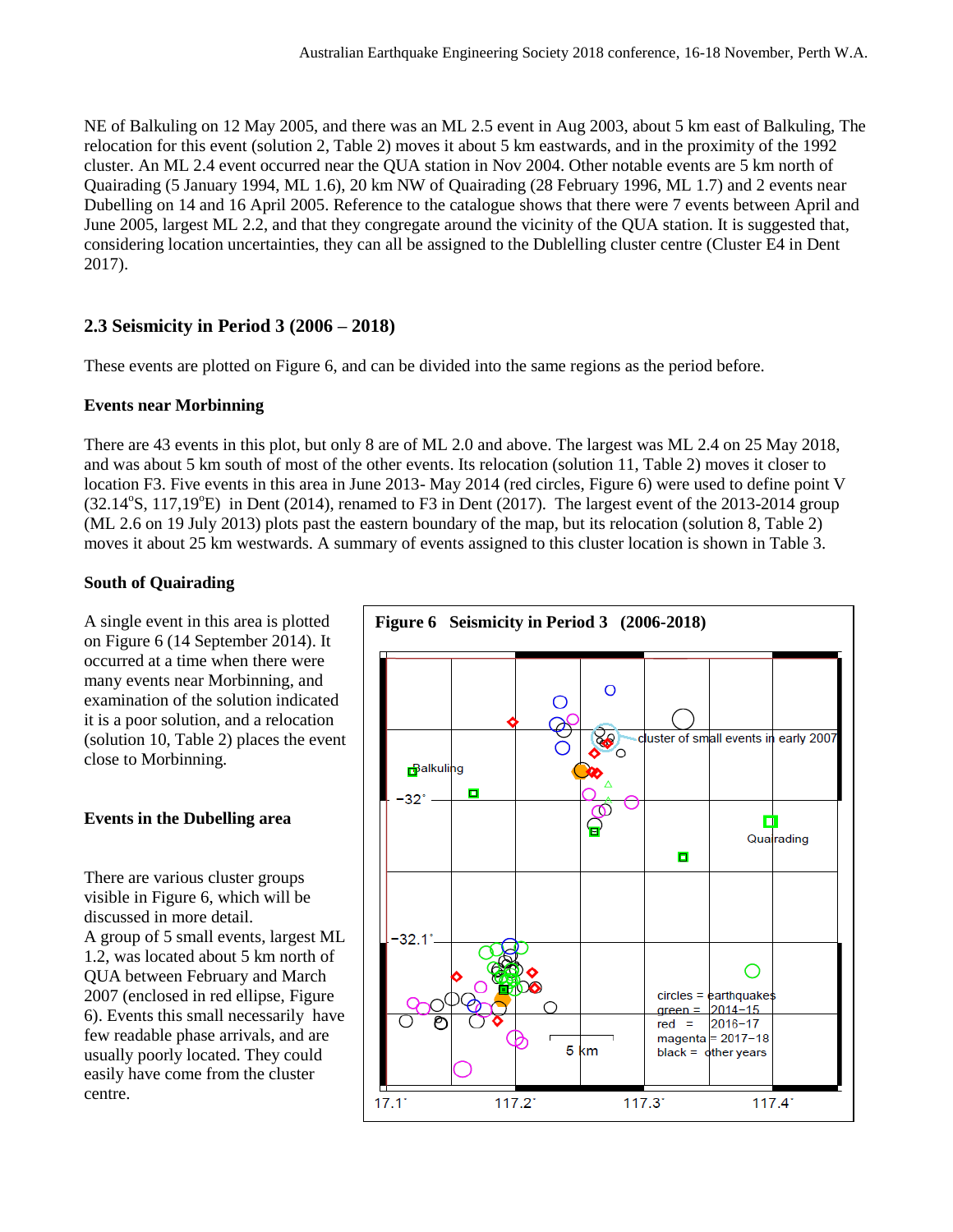NE of Balkuling on 12 May 2005, and there was an ML 2.5 event in Aug 2003, about 5 km east of Balkuling, The relocation for this event (solution 2, Table 2) moves it about 5 km eastwards, and in the proximity of the 1992 cluster. An ML 2.4 event occurred near the QUA station in Nov 2004. Other notable events are 5 km north of Quairading (5 January 1994, ML 1.6), 20 km NW of Quairading (28 February 1996, ML 1.7) and 2 events near Dubelling on 14 and 16 April 2005. Reference to the catalogue shows that there were 7 events between April and June 2005, largest ML 2.2, and that they congregate around the vicinity of the QUA station. It is suggested that, considering location uncertainties, they can all be assigned to the Dublelling cluster centre (Cluster E4 in Dent 2017).

## 2.3 Seismicity in Period 3 (2006 – 2018)

These events are plotted on Figure 6, and can be divided into the same regions as the period before.

### Events near Morbinning

There are 43 events in this plot, but only 8 are of ML 2.0 and above. The largest was ML 2.4 on 25 May 2018, and was about 5 km south of most of the other events. Its relocation (solution 11, Table 2) moves it closer to location F3. Five events in this area in June 2013- May 2014 (red circles, Figure 6) were used to define point V (32.14°S, 117,19°E) in Dent (2014), renamed to F3 in Dent (2017). The largest event of the 2013-2014 group (ML 2.6 on 19 July 2013) plots past the eastern boundary of the map, but its relocation (solution 8, Table 2) moves it about 25 km westwards. A summary of events assigned to this cluster location is shown in Table 3.

### South of Quairading

A single event in this area is plotted on Figure 6 (14 September 2014). It occurred at a time when there were many events near Morbinning, and examination of the solution indicated it is a poor solution, and a relocation (solution 10, Table 2) places the event close to Morbinning.

### Events in the Dubelling area

There are various cluster groups visible in Figure 6, which will be discussed in more detail.

A group of 5 small events, largest ML 1.2, was located about 5 km north of QUA between February and March 2007 (enclosed in red ellipse, Figure 6). Events this small necessarily have few readable phase arrivals, and are usually poorly located. They could easily have come from the cluster centre.

**Figure 6 Seismicity in Period 3 (2006-2018)**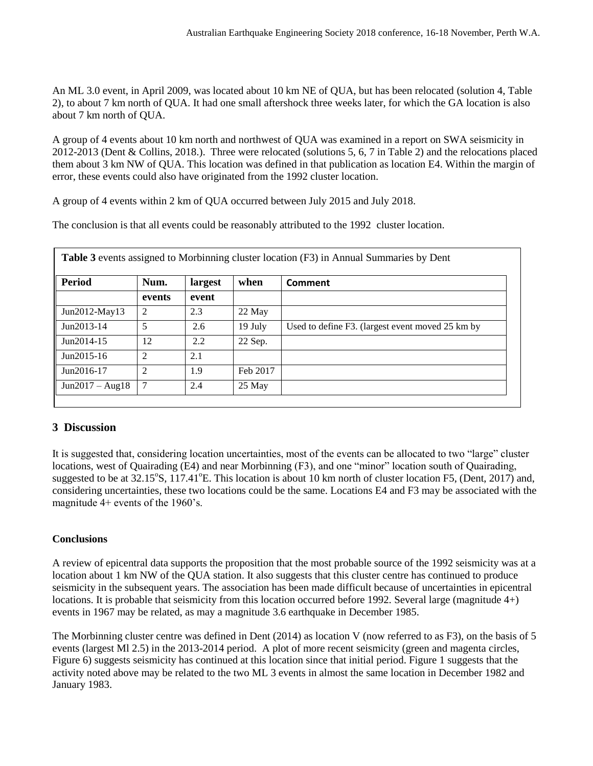An ML 3.0 event, in April 2009, was located about 10 km NE of QUA, but has been relocated (solution 4, Table 2), to about 7 km north of QUA. It had one small aftershock three weeks later, for which the GA location is also about 7 km north of QUA.

A group of 4 events about 10 km north and northwest of QUA was examined in a report on SWA seismicity in 2012-2013 (Dent & Collins, 2018.). Three were relocated (solutions 5, 6, 7 in Table 2) and the relocations placed them about 3 km NW of QUA. This location was defined in that publication as location E4. Within the margin of error, these events could also have originated from the 1992 cluster location.

A group of 4 events within 2 km of QUA occurred between July 2015 and July 2018.

The conclusion is that all events could be reasonably attributed to the 1992 cluster location.

**Table 3** events assigned to Morbinning cluster location (F3) in Annual Summaries by Dent

| Period | Num. events | largest event | when | Comment |
|---|---|---|---|---|
| Jun2012-May13 | 2 | 2.3 | 22 May | |
| Jun2013-14 | 5 | 2.6 | 19 July | Used to define F3. (largest event moved 25 km by |
| Jun2014-15 | 12 | 2.2 | 22 Sep. | |
| Jun2015-16 | 2 | 2.1 | | |
| Jun2016-17 | 2 | 1.9 | Feb 2017 | |
| Jun2017 – Aug18 | 7 | 2.4 | 25 May | |

## 3 Discussion

It is suggested that, considering location uncertainties, most of the events can be allocated to two "large" cluster locations, west of Quairading (E4) and near Morbinning (F3), and one "minor" location south of Quairading, suggested to be at 32.15°S, 117.41°E. This location is about 10 km north of cluster location F5, (Dent, 2017) and, considering uncertainties, these two locations could be the same. Locations E4 and F3 may be associated with the magnitude 4+ events of the 1960's.

### Conclusions

A review of epicentral data supports the proposition that the most probable source of the 1992 seismicity was at a location about 1 km NW of the QUA station. It also suggests that this cluster centre has continued to produce seismicity in the subsequent years. The association has been made difficult because of uncertainties in epicentral locations. It is probable that seismicity from this location occurred before 1992. Several large (magnitude 4+) events in 1967 may be related, as may a magnitude 3.6 earthquake in December 1985.

The Morbinning cluster centre was defined in Dent (2014) as location V (now referred to as F3), on the basis of 5 events (largest Ml 2.5) in the 2013-2014 period. A plot of more recent seismicity (green and magenta circles, Figure 6) suggests seismicity has continued at this location since that initial period. Figure 1 suggests that the activity noted above may be related to the two ML 3 events in almost the same location in December 1982 and January 1983.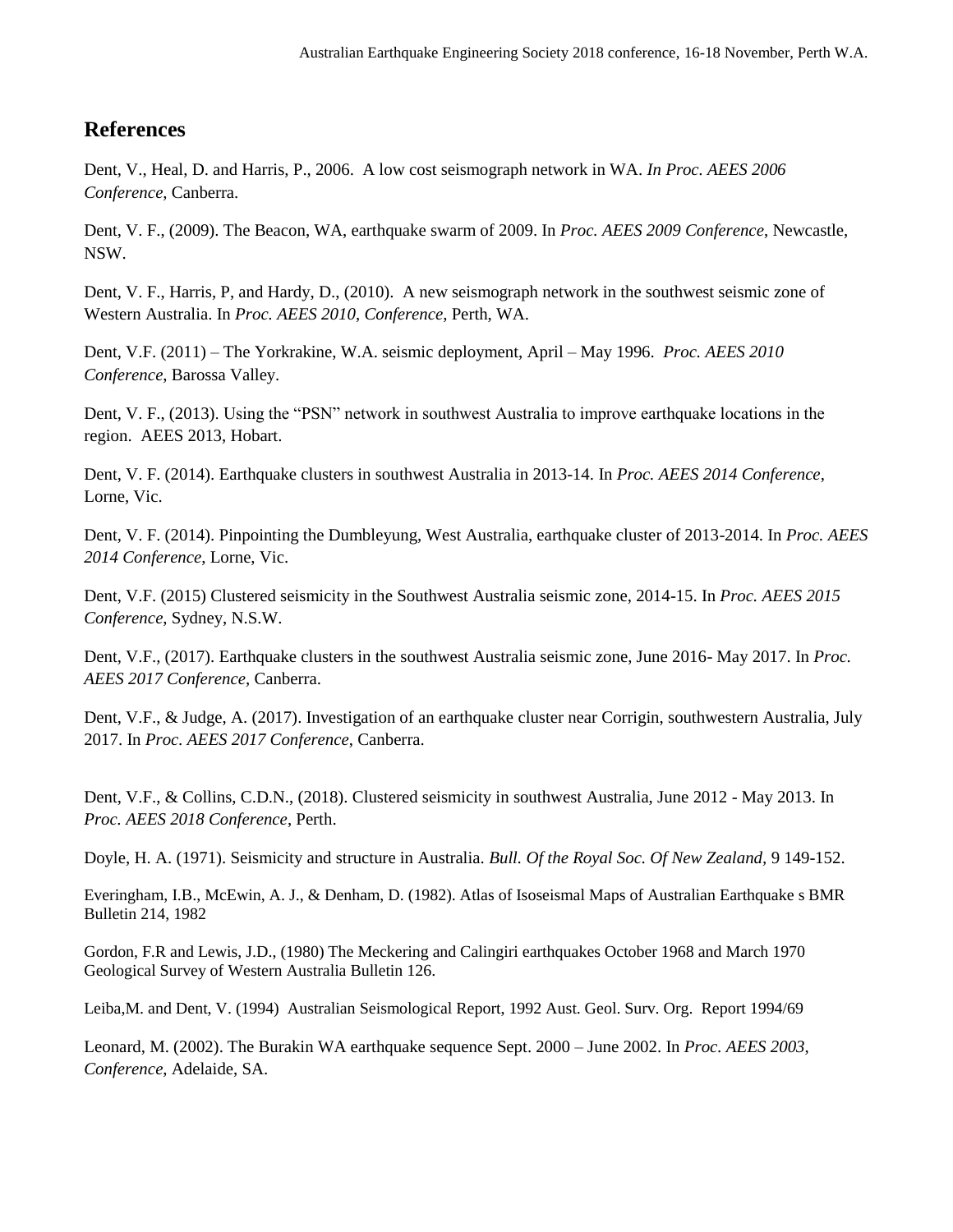## References

Dent, V., Heal, D. and Harris, P., 2006. A low cost seismograph network in WA. *In Proc. AEES 2006 Conference*, Canberra.

Dent, V. F., (2009). The Beacon, WA, earthquake swarm of 2009. In *Proc. AEES 2009 Conference*, Newcastle, NSW.

Dent, V. F., Harris, P, and Hardy, D., (2010). A new seismograph network in the southwest seismic zone of Western Australia. In *Proc. AEES 2010, Conference,* Perth, WA.

Dent, V.F. (2011) – The Yorkrakine, W.A. seismic deployment, April – May 1996. *Proc. AEES 2010 Conference*, Barossa Valley.

Dent, V. F., (2013). Using the "PSN" network in southwest Australia to improve earthquake locations in the region. AEES 2013, Hobart.

Dent, V. F. (2014). Earthquake clusters in southwest Australia in 2013-14. In *Proc. AEES 2014 Conference*, Lorne, Vic.

Dent, V. F. (2014). Pinpointing the Dumbleyung, West Australia, earthquake cluster of 2013-2014. In *Proc. AEES 2014 Conference*, Lorne, Vic.

Dent, V.F. (2015) Clustered seismicity in the Southwest Australia seismic zone, 2014-15. In *Proc. AEES 2015 Conference*, Sydney, N.S.W.

Dent, V.F., (2017). Earthquake clusters in the southwest Australia seismic zone, June 2016- May 2017. In *Proc. AEES 2017 Conference*, Canberra.

Dent, V.F., & Judge, A. (2017). Investigation of an earthquake cluster near Corrigin, southwestern Australia, July 2017. In *Proc. AEES 2017 Conference*, Canberra.

Dent, V.F., & Collins, C.D.N., (2018). Clustered seismicity in southwest Australia, June 2012 - May 2013. In *Proc. AEES 2018 Conference*, Perth.

Doyle, H. A. (1971). Seismicity and structure in Australia. *Bull. Of the Royal Soc. Of New Zealand,* 9 149-152.

Everingham, I.B., McEwin, A. J., & Denham, D. (1982). Atlas of Isoseismal Maps of Australian Earthquake s BMR Bulletin 214, 1982

Gordon, F.R and Lewis, J.D., (1980) The Meckering and Calingiri earthquakes October 1968 and March 1970 Geological Survey of Western Australia Bulletin 126.

Leiba,M. and Dent, V. (1994) Australian Seismological Report, 1992 Aust. Geol. Surv. Org. Report 1994/69

Leonard, M. (2002). The Burakin WA earthquake sequence Sept. 2000 – June 2002. In *Proc. AEES 2003, Conference*, Adelaide, SA.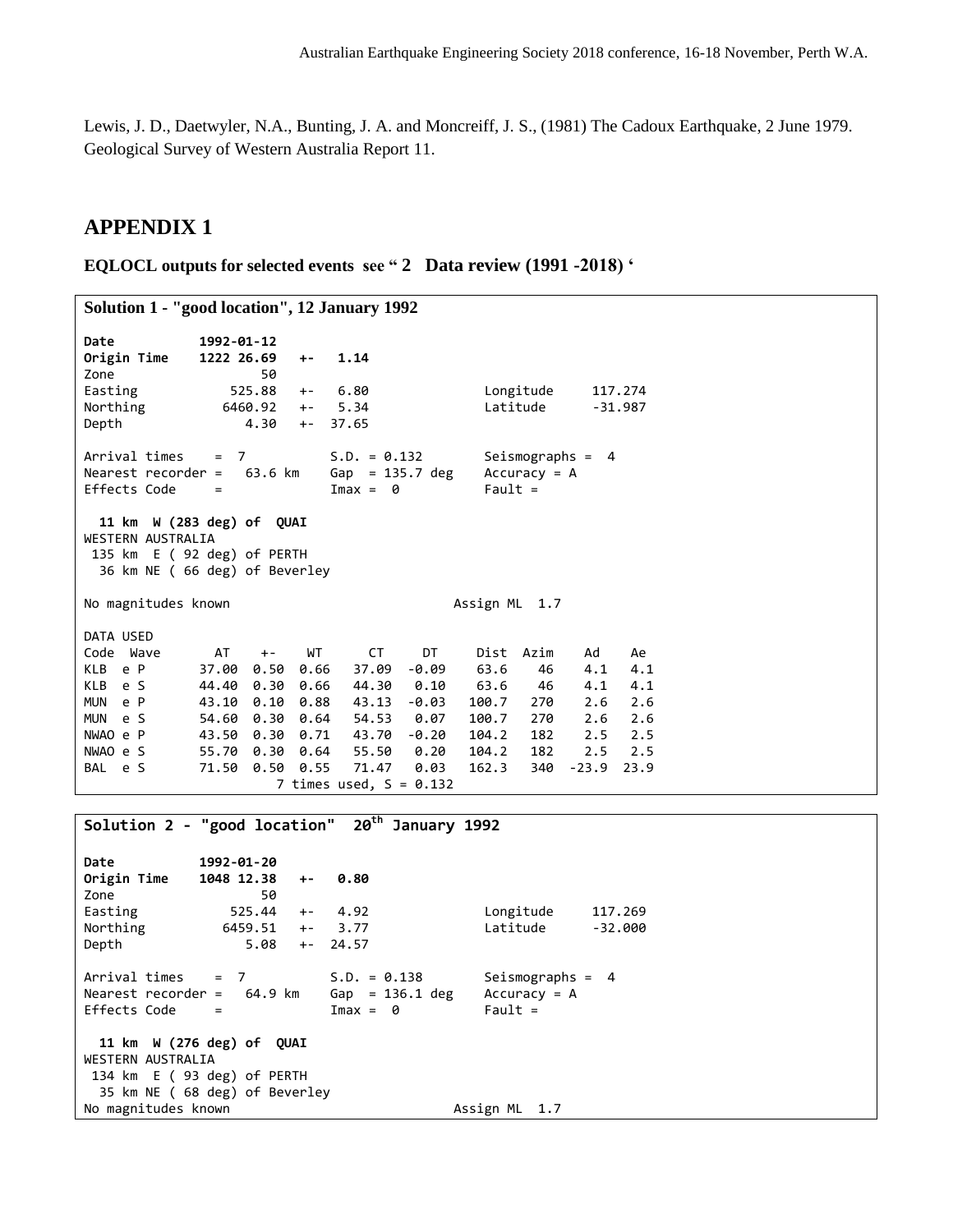Lewis, J. D., Daetwyler, N.A., Bunting, J. A. and Moncreiff, J. S., (1981) The Cadoux Earthquake, 2 June 1979. Geological Survey of Western Australia Report 11.

# APPENDIX 1

**EQLOCL outputs for selected events see " 2 Data review (1991 -2018) '**

**Solution 1 - "good location", 12 January 1992**

```
Date           1992-01-12
Origin Time    1222 26.69   +-   1.14
Zone                  50
Easting           525.88   +-   6.80              Longitude     117.274
Northing         6460.92   +-   5.34              Latitude      -31.987
Depth               4.30   +-  37.65

Arrival times    =  7           S.D. = 0.132       Seismographs =  4
Nearest recorder =   63.6 km    Gap  = 135.7 deg   Accuracy = A
Effects Code     =              Imax =  0          Fault =

  11 km  W (283 deg) of  QUAI
WESTERN AUSTRALIA
 135 km  E ( 92 deg) of PERTH
  36 km NE ( 66 deg) of Beverley

No magnitudes known                          Assign ML  1.7

DATA USED
Code  Wave       AT    +-    WT      CT     DT     Dist  Azim    Ad    Ae
KLB  e P      37.00  0.50  0.66   37.09  -0.09    63.6    46    4.1   4.1
KLB  e S      44.40  0.30  0.66   44.30   0.10    63.6    46    4.1   4.1
MUN  e P      43.10  0.10  0.88   43.13  -0.03   100.7   270    2.6   2.6
MUN  e S      54.60  0.30  0.64   54.53   0.07   100.7   270    2.6   2.6
NWAO e P      43.50  0.30  0.71   43.70  -0.20   104.2   182    2.5   2.5
NWAO e S      55.70  0.30  0.64   55.50   0.20   104.2   182    2.5   2.5
BAL  e S      71.50  0.50  0.55   71.47   0.03   162.3   340  -23.9  23.9
                     7 times used, S = 0.132
```

**Solution 2 - "good location" 20th January 1992**

```
Date           1992-01-20
Origin Time    1048 12.38   +-   0.80
Zone                  50
Easting           525.44   +-   4.92              Longitude     117.269
Northing         6459.51   +-   3.77              Latitude      -32.000
Depth               5.08   +-  24.57

Arrival times    =  7           S.D. = 0.138       Seismographs =  4
Nearest recorder =   64.9 km    Gap  = 136.1 deg   Accuracy = A
Effects Code     =              Imax =  0          Fault =

  11 km  W (276 deg) of  QUAI
WESTERN AUSTRALIA
 134 km  E ( 93 deg) of PERTH
  35 km NE ( 68 deg) of Beverley
No magnitudes known                          Assign ML  1.7
```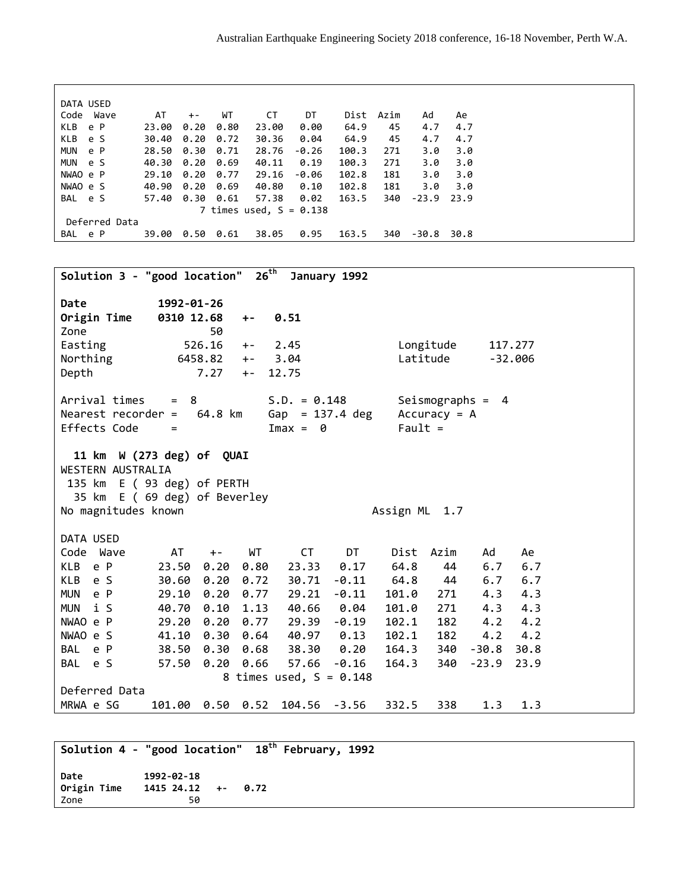```
DATA USED
Code  Wave       AT    +-    WT      CT     DT     Dist  Azim    Ad    Ae
KLB  e P      23.00  0.20  0.80   23.00   0.00    64.9    45    4.7   4.7
KLB  e S      30.40  0.20  0.72   30.36   0.04    64.9    45    4.7   4.7
MUN  e P      28.50  0.30  0.71   28.76  -0.26   100.3   271    3.0   3.0
MUN  e S      40.30  0.20  0.69   40.11   0.19   100.3   271    3.0   3.0
NWAO e P      29.10  0.20  0.77   29.16  -0.06   102.8   181    3.0   3.0
NWAO e S      40.90  0.20  0.69   40.80   0.10   102.8   181    3.0   3.0
BAL  e S      57.40  0.30  0.61   57.38   0.02   163.5   340  -23.9  23.9
                     7 times used, S = 0.138
 Deferred Data
BAL  e P      39.00  0.50  0.61   38.05   0.95   163.5   340  -30.8  30.8
```

```
Solution 3 - "good location"  26th  January 1992

Date           1992-01-26
Origin Time    0310 12.68   +-   0.51
Zone                   50
Easting            526.16   +-   2.45             Longitude     117.277
Northing          6458.82   +-   3.04             Latitude      -32.006
Depth                7.27   +-  12.75

Arrival times    =  8           S.D. = 0.148        Seismographs =  4
Nearest recorder =   64.8 km    Gap  = 137.4 deg    Accuracy = A
Effects Code     =              Imax =  0           Fault =

  11 km  W (273 deg) of  QUAI
WESTERN AUSTRALIA
 135 km  E ( 93 deg) of PERTH
  35 km  E ( 69 deg) of Beverley
No magnitudes known                             Assign ML  1.7

DATA USED
Code  Wave       AT    +-    WT      CT     DT     Dist  Azim    Ad    Ae
KLB  e P      23.50  0.20  0.80   23.33   0.17    64.8    44    6.7   6.7
KLB  e S      30.60  0.20  0.72   30.71  -0.11    64.8    44    6.7   6.7
MUN  e P      29.10  0.20  0.77   29.21  -0.11   101.0   271    4.3   4.3
MUN  i S      40.70  0.10  1.13   40.66   0.04   101.0   271    4.3   4.3
NWAO e P      29.20  0.20  0.77   29.39  -0.19   102.1   182    4.2   4.2
NWAO e S      41.10  0.30  0.64   40.97   0.13   102.1   182    4.2   4.2
BAL  e P      38.50  0.30  0.68   38.30   0.20   164.3   340  -30.8  30.8
BAL  e S      57.50  0.20  0.66   57.66  -0.16   164.3   340  -23.9  23.9
                     8 times used, S = 0.148
Deferred Data
MRWA e SG    101.00  0.50  0.52  104.56  -3.56   332.5   338    1.3   1.3
```

```
Solution 4 - "good location"  18th February, 1992

Date           1992-02-18
Origin Time    1415 24.12   +-   0.72
Zone                   50
```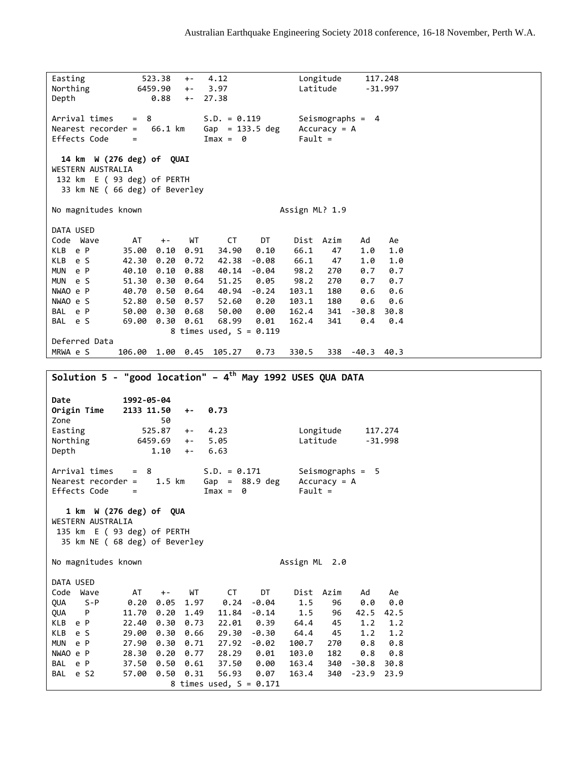```
Easting            523.38   +-   4.12               Longitude     117.248
Northing          6459.90   +-   3.97               Latitude      -31.997
Depth                0.88   +-  27.38

Arrival times    =  8           S.D. = 0.119        Seismographs =  4
Nearest recorder =   66.1 km    Gap  = 133.5 deg    Accuracy = A
Effects Code     =              Imax =  0           Fault =

  14 km  W (276 deg) of  QUAI
WESTERN AUSTRALIA
 132 km  E ( 93 deg) of PERTH
  33 km NE ( 66 deg) of Beverley

No magnitudes known                           Assign ML? 1.9

DATA USED
Code  Wave       AT    +-    WT      CT     DT     Dist  Azim     Ad     Ae
KLB  e P      35.00  0.10  0.91   34.90   0.10    66.1    47     1.0    1.0
KLB  e S      42.30  0.20  0.72   42.38  -0.08    66.1    47     1.0    1.0
MUN  e P      40.10  0.10  0.88   40.14  -0.04    98.2   270     0.7    0.7
MUN  e S      51.30  0.30  0.64   51.25   0.05    98.2   270     0.7    0.7
NWAO e P      40.70  0.50  0.64   40.94  -0.24   103.1   180     0.6    0.6
NWAO e S      52.80  0.50  0.57   52.60   0.20   103.1   180     0.6    0.6
BAL  e P      50.00  0.30  0.68   50.00   0.00   162.4   341   -30.8   30.8
BAL  e S      69.00  0.30  0.61   68.99   0.01   162.4   341     0.4    0.4
                       8 times used, S = 0.119
Deferred Data
MRWA e S     106.00  1.00  0.45  105.27   0.73   330.5   338   -40.3   40.3
```

**Solution 5 - "good location" – 4th May 1992 USES QUA DATA**

```
Date            1992-05-04
Origin Time     2133 11.50   +-   0.73
Zone                    50
Easting            525.87   +-   4.23               Longitude     117.274
Northing          6459.69   +-   5.05               Latitude      -31.998
Depth                1.10   +-   6.63

Arrival times    =  8           S.D. = 0.171        Seismographs =  5
Nearest recorder =    1.5 km    Gap  =  88.9 deg    Accuracy = A
Effects Code     =              Imax =  0           Fault =

   1 km  W (276 deg) of  QUA
WESTERN AUSTRALIA
 135 km  E ( 93 deg) of PERTH
  35 km NE ( 68 deg) of Beverley

No magnitudes known                           Assign ML  2.0

DATA USED
Code  Wave       AT    +-    WT      CT     DT     Dist  Azim     Ad     Ae
QUA    S-P     0.20  0.05  1.97    0.24  -0.04     1.5    96     0.0    0.0
QUA    P      11.70  0.20  1.49   11.84  -0.14     1.5    96    42.5   42.5
KLB  e P      22.40  0.30  0.73   22.01   0.39    64.4    45     1.2    1.2
KLB  e S      29.00  0.30  0.66   29.30  -0.30    64.4    45     1.2    1.2
MUN  e P      27.90  0.30  0.71   27.92  -0.02   100.7   270     0.8    0.8
NWAO e P      28.30  0.20  0.77   28.29   0.01   103.0   182     0.8    0.8
BAL  e P      37.50  0.50  0.61   37.50   0.00   163.4   340   -30.8   30.8
BAL  e S2     57.00  0.50  0.31   56.93   0.07   163.4   340   -23.9   23.9
                       8 times used, S = 0.171
```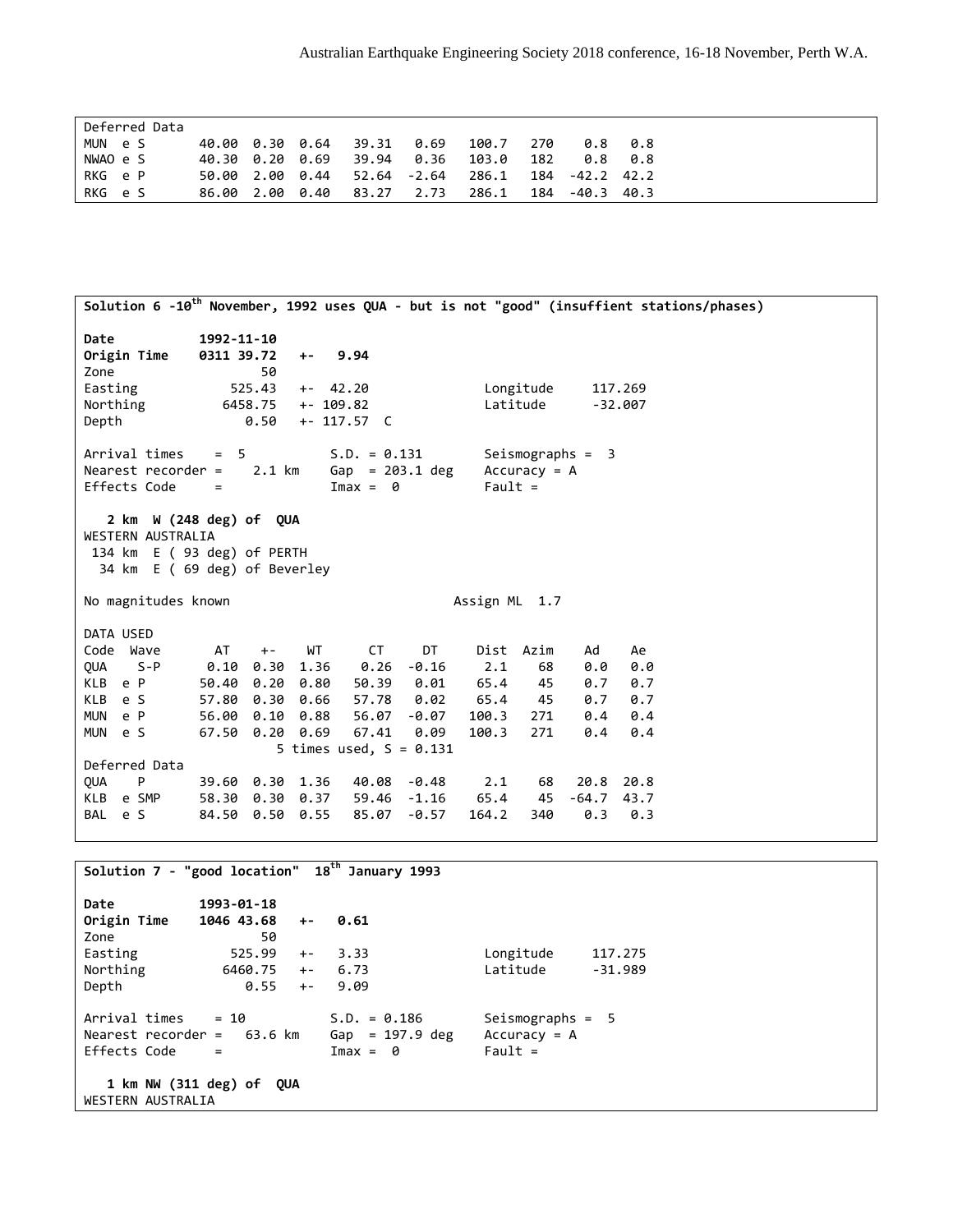```
Deferred Data
MUN  e S      40.00  0.30  0.64   39.31   0.69   100.7   270    0.8   0.8
NWAO e S      40.30  0.20  0.69   39.94   0.36   103.0   182    0.8   0.8
RKG  e P      50.00  2.00  0.44   52.64  -2.64   286.1   184  -42.2  42.2
RKG  e S      86.00  2.00  0.40   83.27   2.73   286.1   184  -40.3  40.3
```

**Solution 6 -10th November, 1992 uses QUA - but is not "good" (insuffient stations/phases)**

```
Date          1992-11-10
Origin Time   0311 39.72   +-   9.94
Zone                  50
Easting           525.43   +-  42.20              Longitude     117.269
Northing         6458.75   +- 109.82              Latitude      -32.007
Depth               0.50   +- 117.57  C

Arrival times    =  5           S.D. = 0.131        Seismographs =  3
Nearest recorder =    2.1 km    Gap  = 203.1 deg    Accuracy = A
Effects Code     =              Imax =  0           Fault =

   2 km  W (248 deg) of  QUA
WESTERN AUSTRALIA
 134 km  E ( 93 deg) of PERTH
  34 km  E ( 69 deg) of Beverley

No magnitudes known                            Assign ML  1.7

DATA USED
Code  Wave       AT    +-    WT      CT     DT     Dist  Azim    Ad    Ae
QUA    S-P      0.10  0.30  1.36    0.26  -0.16     2.1    68    0.0   0.0
KLB  e P       50.40  0.20  0.80   50.39   0.01    65.4    45    0.7   0.7
KLB  e S       57.80  0.30  0.66   57.78   0.02    65.4    45    0.7   0.7
MUN  e P       56.00  0.10  0.88   56.07  -0.07   100.3   271    0.4   0.4
MUN  e S       67.50  0.20  0.69   67.41   0.09   100.3   271    0.4   0.4
                     5 times used, S = 0.131
Deferred Data
QUA    P       39.60  0.30  1.36   40.08  -0.48     2.1    68   20.8  20.8
KLB  e SMP     58.30  0.30  0.37   59.46  -1.16    65.4    45  -64.7  43.7
BAL  e S       84.50  0.50  0.55   85.07  -0.57   164.2   340    0.3   0.3
```

**Solution 7 - "good location" 18th January 1993**

```
Date          1993-01-18
Origin Time   1046 43.68   +-   0.61
Zone                  50
Easting           525.99   +-   3.33              Longitude     117.275
Northing         6460.75   +-   6.73              Latitude      -31.989
Depth               0.55   +-   9.09

Arrival times    = 10           S.D. = 0.186        Seismographs =  5
Nearest recorder =   63.6 km    Gap  = 197.9 deg    Accuracy = A
Effects Code     =              Imax =  0           Fault =

   1 km NW (311 deg) of  QUA
WESTERN AUSTRALIA
```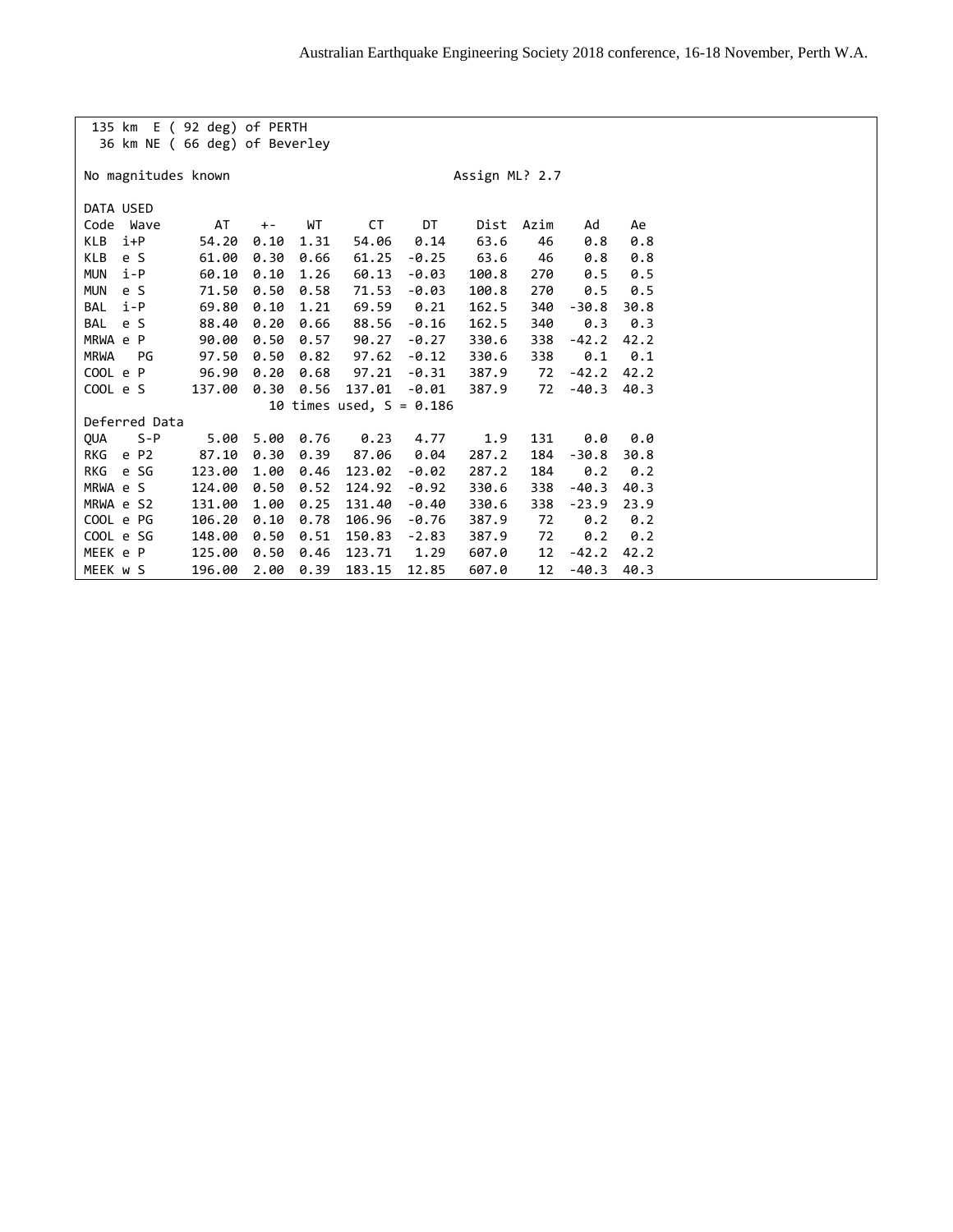```
 135 km  E ( 92 deg) of PERTH
  36 km NE ( 66 deg) of Beverley

No magnitudes known                              Assign ML? 2.7

DATA USED
Code  Wave       AT    +-    WT     CT     DT     Dist  Azim    Ad    Ae
KLB  i+P      54.20  0.10  1.31   54.06   0.14    63.6    46    0.8   0.8
KLB  e S      61.00  0.30  0.66   61.25  -0.25    63.6    46    0.8   0.8
MUN  i-P      60.10  0.10  1.26   60.13  -0.03   100.8   270    0.5   0.5
MUN  e S      71.50  0.50  0.58   71.53  -0.03   100.8   270    0.5   0.5
BAL  i-P      69.80  0.10  1.21   69.59   0.21   162.5   340  -30.8  30.8
BAL  e S      88.40  0.20  0.66   88.56  -0.16   162.5   340    0.3   0.3
MRWA e P      90.00  0.50  0.57   90.27  -0.27   330.6   338  -42.2  42.2
MRWA   PG     97.50  0.50  0.82   97.62  -0.12   330.6   338    0.1   0.1
COOL e P      96.90  0.20  0.68   97.21  -0.31   387.9    72  -42.2  42.2
COOL e S     137.00  0.30  0.56  137.01  -0.01   387.9    72  -40.3  40.3
                        10 times used, S = 0.186
Deferred Data
QUA    S-P     5.00  5.00  0.76    0.23   4.77     1.9   131    0.0   0.0
RKG  e P2     87.10  0.30  0.39   87.06   0.04   287.2   184  -30.8  30.8
RKG  e SG    123.00  1.00  0.46  123.02  -0.02   287.2   184    0.2   0.2
MRWA e S     124.00  0.50  0.52  124.92  -0.92   330.6   338  -40.3  40.3
MRWA e S2    131.00  1.00  0.25  131.40  -0.40   330.6   338  -23.9  23.9
COOL e PG    106.20  0.10  0.78  106.96  -0.76   387.9    72    0.2   0.2
COOL e SG    148.00  0.50  0.51  150.83  -2.83   387.9    72    0.2   0.2
MEEK e P     125.00  0.50  0.46  123.71   1.29   607.0    12  -42.2  42.2
MEEK w S     196.00  2.00  0.39  183.15  12.85   607.0    12  -40.3  40.3
```